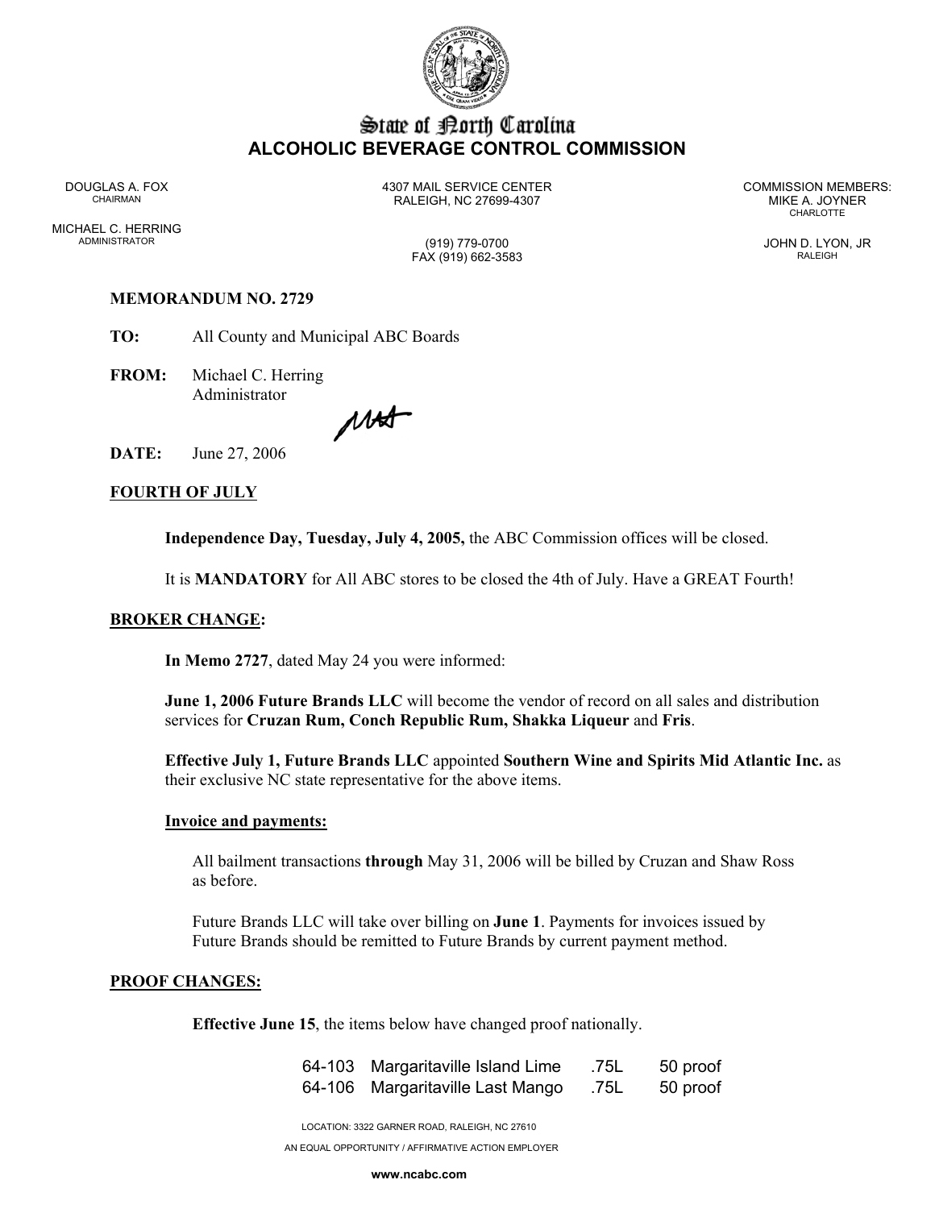# State of North Carolina
## ALCOHOLIC BEVERAGE CONTROL COMMISSION

DOUGLAS A. FOX
CHAIRMAN

MICHAEL C. HERRING
ADMINISTRATOR

4307 MAIL SERVICE CENTER
RALEIGH, NC 27699-4307

(919) 779-0700
FAX (919) 662-3583

COMMISSION MEMBERS:
MIKE A. JOYNER
CHARLOTTE

JOHN D. LYON, JR
RALEIGH

**MEMORANDUM NO. 2729**

**TO:** All County and Municipal ABC Boards

**FROM:** Michael C. Herring
Administrator

**DATE:** June 27, 2006

**FOURTH OF JULY**

**Independence Day, Tuesday, July 4, 2005,** the ABC Commission offices will be closed.

It is **MANDATORY** for All ABC stores to be closed the 4th of July. Have a GREAT Fourth!

**BROKER CHANGE:**

**In Memo 2727**, dated May 24 you were informed:

**June 1, 2006 Future Brands LLC** will become the vendor of record on all sales and distribution services for **Cruzan Rum, Conch Republic Rum, Shakka Liqueur** and **Fris**.

**Effective July 1, Future Brands LLC** appointed **Southern Wine and Spirits Mid Atlantic Inc.** as their exclusive NC state representative for the above items.

**Invoice and payments:**

All bailment transactions **through** May 31, 2006 will be billed by Cruzan and Shaw Ross as before.

Future Brands LLC will take over billing on **June 1**. Payments for invoices issued by Future Brands should be remitted to Future Brands by current payment method.

**PROOF CHANGES:**

**Effective June 15**, the items below have changed proof nationally.

| | | | |
|---|---|---|---|
| 64-103 | Margaritaville Island Lime | .75L | 50 proof |
| 64-106 | Margaritaville Last Mango | .75L | 50 proof |

LOCATION: 3322 GARNER ROAD, RALEIGH, NC 27610

AN EQUAL OPPORTUNITY / AFFIRMATIVE ACTION EMPLOYER

www.ncabc.com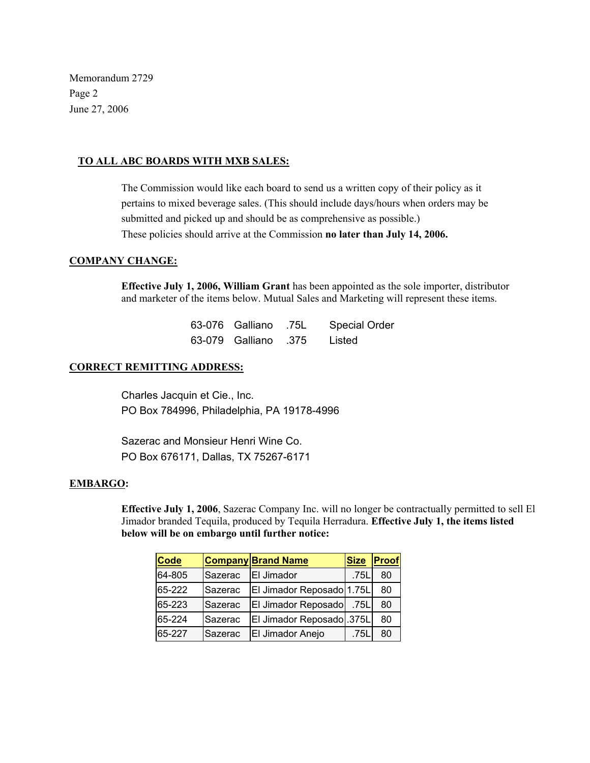Memorandum 2729
Page 2
June 27, 2006

**TO ALL ABC BOARDS WITH MXB SALES:**

The Commission would like each board to send us a written copy of their policy as it pertains to mixed beverage sales. (This should include days/hours when orders may be submitted and picked up and should be as comprehensive as possible.)
These policies should arrive at the Commission **no later than July 14, 2006.**

**COMPANY CHANGE:**

**Effective July 1, 2006, William Grant** has been appointed as the sole importer, distributor and marketer of the items below. Mutual Sales and Marketing will represent these items.

| | | | |
|---|---|---|---|
| 63-076 | Galliano | .75L | Special Order |
| 63-079 | Galliano | .375 | Listed |

**CORRECT REMITTING ADDRESS:**

Charles Jacquin et Cie., Inc.
PO Box 784996, Philadelphia, PA 19178-4996

Sazerac and Monsieur Henri Wine Co.
PO Box 676171, Dallas, TX 75267-6171

**EMBARGO:**

**Effective July 1, 2006**, Sazerac Company Inc. will no longer be contractually permitted to sell El Jimador branded Tequila, produced by Tequila Herradura. **Effective July 1, the items listed below will be on embargo until further notice:**

| Code | Company | Brand Name | Size | Proof |
|---|---|---|---|---|
| 64-805 | Sazerac | El Jimador | .75L | 80 |
| 65-222 | Sazerac | El Jimador Reposado | 1.75L | 80 |
| 65-223 | Sazerac | El Jimador Reposado | .75L | 80 |
| 65-224 | Sazerac | El Jimador Reposado | .375L | 80 |
| 65-227 | Sazerac | El Jimador Anejo | .75L | 80 |